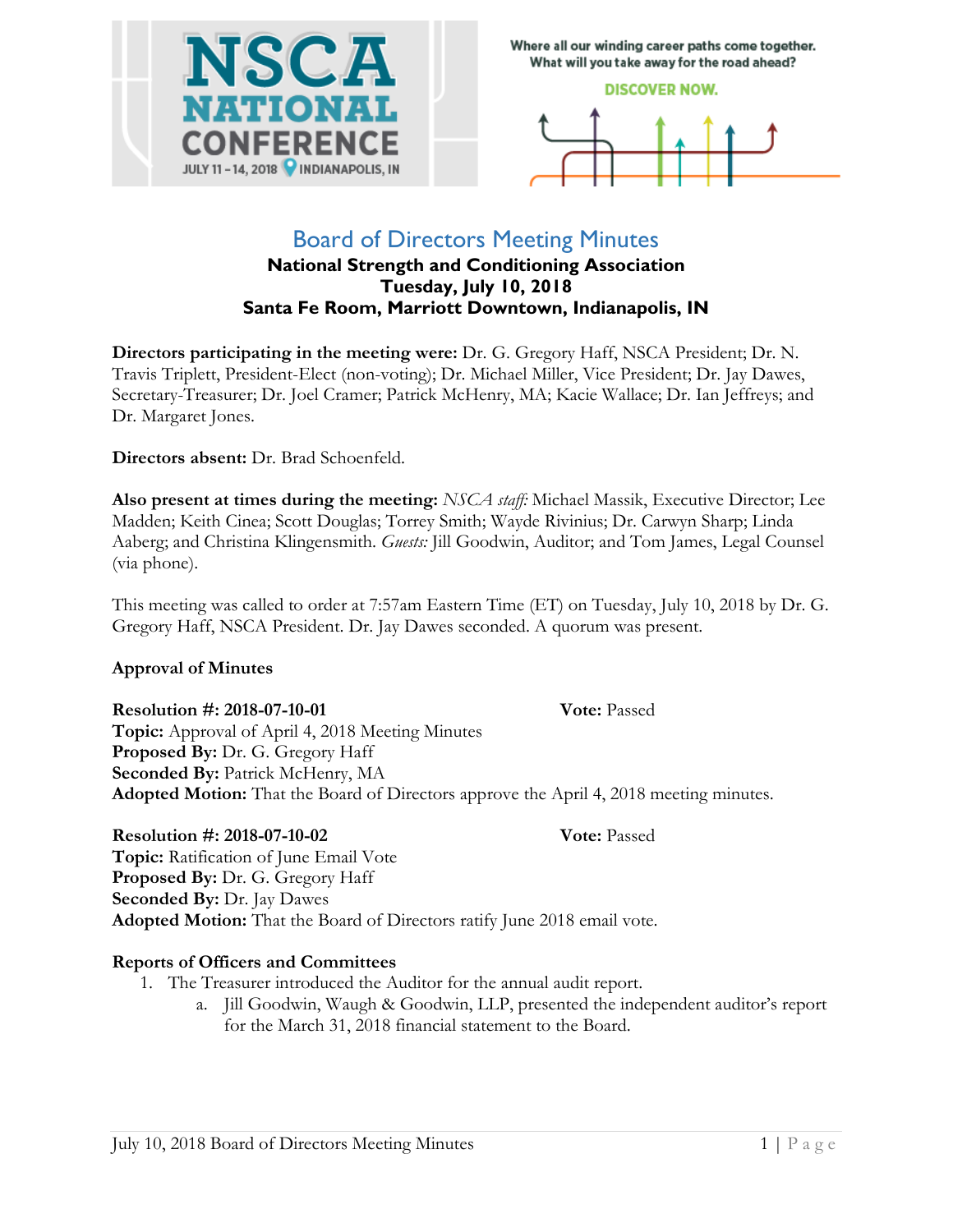# Board of Directors Meeting Minutes

**National Strength and Conditioning Association**
**Tuesday, July 10, 2018**
**Santa Fe Room, Marriott Downtown, Indianapolis, IN**

**Directors participating in the meeting were:** Dr. G. Gregory Haff, NSCA President; Dr. N. Travis Triplett, President-Elect (non-voting); Dr. Michael Miller, Vice President; Dr. Jay Dawes, Secretary-Treasurer; Dr. Joel Cramer; Patrick McHenry, MA; Kacie Wallace; Dr. Ian Jeffreys; and Dr. Margaret Jones.

**Directors absent:** Dr. Brad Schoenfeld.

**Also present at times during the meeting:** *NSCA staff:* Michael Massik, Executive Director; Lee Madden; Keith Cinea; Scott Douglas; Torrey Smith; Wayde Rivinius; Dr. Carwyn Sharp; Linda Aaberg; and Christina Klingensmith. *Guests:* Jill Goodwin, Auditor; and Tom James, Legal Counsel (via phone).

This meeting was called to order at 7:57am Eastern Time (ET) on Tuesday, July 10, 2018 by Dr. G. Gregory Haff, NSCA President. Dr. Jay Dawes seconded. A quorum was present.

**Approval of Minutes**

**Resolution #: 2018-07-10-01** **Vote:** Passed
**Topic:** Approval of April 4, 2018 Meeting Minutes
**Proposed By:** Dr. G. Gregory Haff
**Seconded By:** Patrick McHenry, MA
**Adopted Motion:** That the Board of Directors approve the April 4, 2018 meeting minutes.

**Resolution #: 2018-07-10-02** **Vote:** Passed
**Topic:** Ratification of June Email Vote
**Proposed By:** Dr. G. Gregory Haff
**Seconded By:** Dr. Jay Dawes
**Adopted Motion:** That the Board of Directors ratify June 2018 email vote.

**Reports of Officers and Committees**

1. The Treasurer introduced the Auditor for the annual audit report.
   a. Jill Goodwin, Waugh & Goodwin, LLP, presented the independent auditor's report for the March 31, 2018 financial statement to the Board.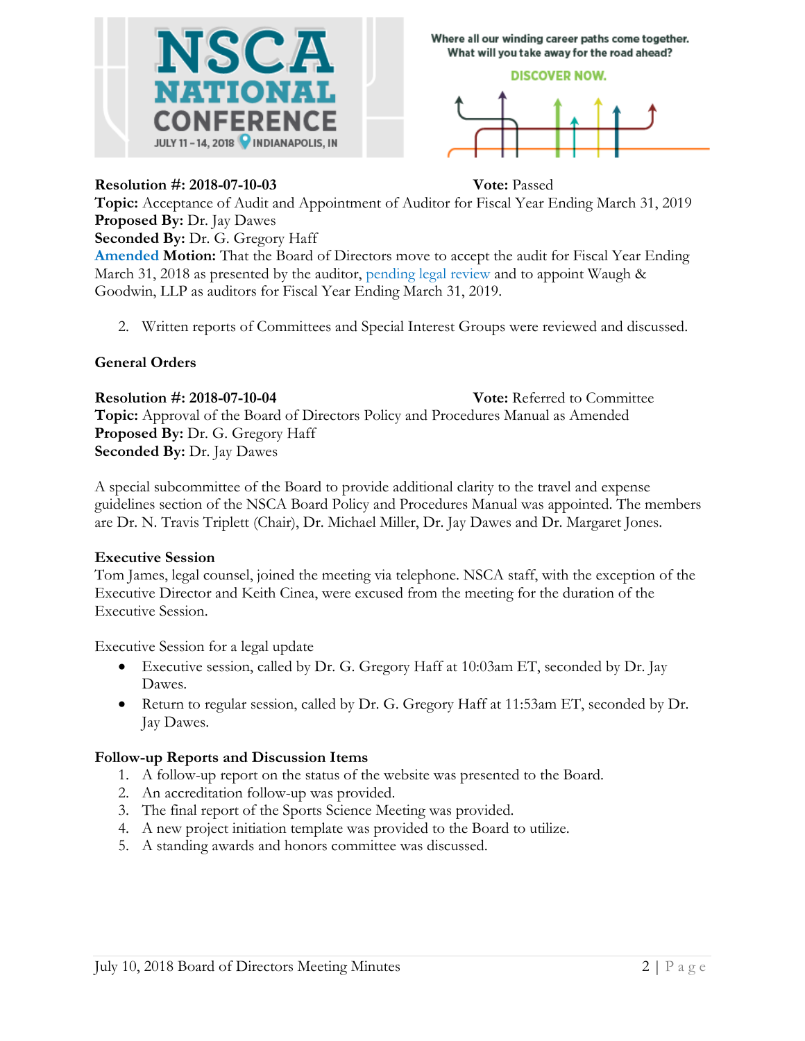**Resolution #:** 2018-07-10-03 **Vote:** Passed
**Topic:** Acceptance of Audit and Appointment of Auditor for Fiscal Year Ending March 31, 2019
**Proposed By:** Dr. Jay Dawes
**Seconded By:** Dr. G. Gregory Haff
**Amended Motion:** That the Board of Directors move to accept the audit for Fiscal Year Ending March 31, 2018 as presented by the auditor, pending legal review and to appoint Waugh & Goodwin, LLP as auditors for Fiscal Year Ending March 31, 2019.

2. Written reports of Committees and Special Interest Groups were reviewed and discussed.

**General Orders**

**Resolution #:** 2018-07-10-04 **Vote:** Referred to Committee
**Topic:** Approval of the Board of Directors Policy and Procedures Manual as Amended
**Proposed By:** Dr. G. Gregory Haff
**Seconded By:** Dr. Jay Dawes

A special subcommittee of the Board to provide additional clarity to the travel and expense guidelines section of the NSCA Board Policy and Procedures Manual was appointed. The members are Dr. N. Travis Triplett (Chair), Dr. Michael Miller, Dr. Jay Dawes and Dr. Margaret Jones.

**Executive Session**
Tom James, legal counsel, joined the meeting via telephone. NSCA staff, with the exception of the Executive Director and Keith Cinea, were excused from the meeting for the duration of the Executive Session.

Executive Session for a legal update

- Executive session, called by Dr. G. Gregory Haff at 10:03am ET, seconded by Dr. Jay Dawes.
- Return to regular session, called by Dr. G. Gregory Haff at 11:53am ET, seconded by Dr. Jay Dawes.

**Follow-up Reports and Discussion Items**

1. A follow-up report on the status of the website was presented to the Board.
2. An accreditation follow-up was provided.
3. The final report of the Sports Science Meeting was provided.
4. A new project initiation template was provided to the Board to utilize.
5. A standing awards and honors committee was discussed.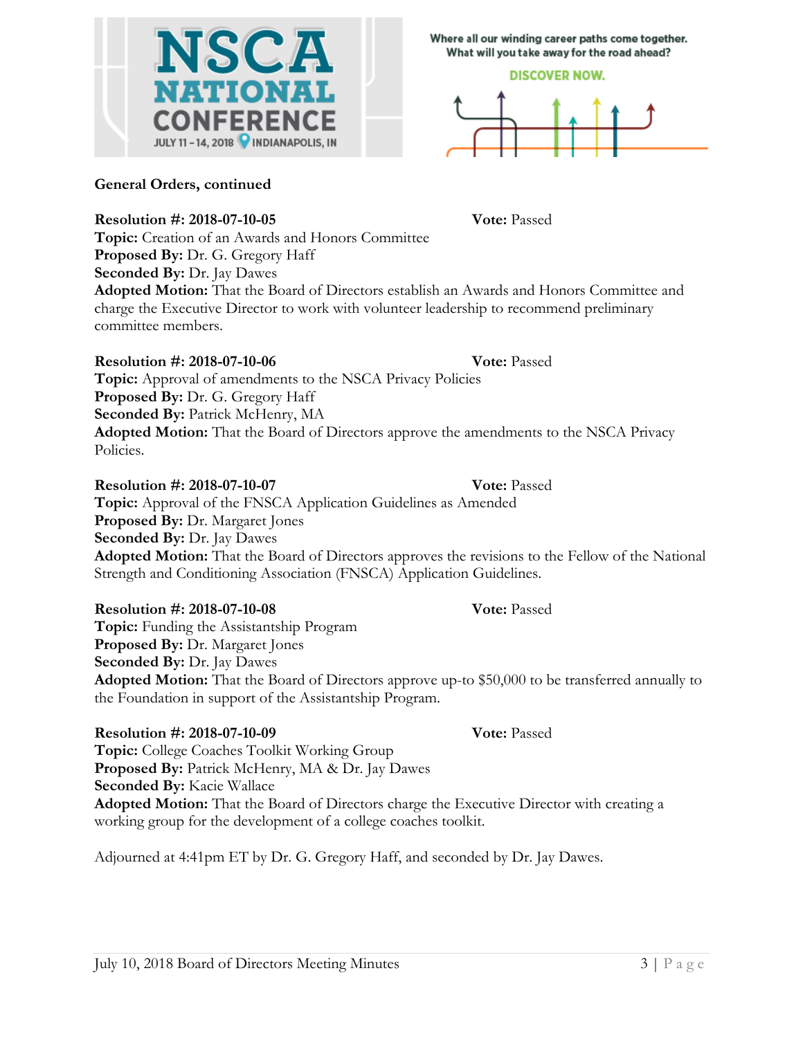**General Orders, continued**

**Resolution #: 2018-07-10-05** **Vote:** Passed
**Topic:** Creation of an Awards and Honors Committee
**Proposed By:** Dr. G. Gregory Haff
**Seconded By:** Dr. Jay Dawes
**Adopted Motion:** That the Board of Directors establish an Awards and Honors Committee and charge the Executive Director to work with volunteer leadership to recommend preliminary committee members.

**Resolution #: 2018-07-10-06** **Vote:** Passed
**Topic:** Approval of amendments to the NSCA Privacy Policies
**Proposed By:** Dr. G. Gregory Haff
**Seconded By:** Patrick McHenry, MA
**Adopted Motion:** That the Board of Directors approve the amendments to the NSCA Privacy Policies.

**Resolution #: 2018-07-10-07** **Vote:** Passed
**Topic:** Approval of the FNSCA Application Guidelines as Amended
**Proposed By:** Dr. Margaret Jones
**Seconded By:** Dr. Jay Dawes
**Adopted Motion:** That the Board of Directors approves the revisions to the Fellow of the National Strength and Conditioning Association (FNSCA) Application Guidelines.

**Resolution #: 2018-07-10-08** **Vote:** Passed
**Topic:** Funding the Assistantship Program
**Proposed By:** Dr. Margaret Jones
**Seconded By:** Dr. Jay Dawes
**Adopted Motion:** That the Board of Directors approve up-to $50,000 to be transferred annually to the Foundation in support of the Assistantship Program.

**Resolution #: 2018-07-10-09** **Vote:** Passed
**Topic:** College Coaches Toolkit Working Group
**Proposed By:** Patrick McHenry, MA & Dr. Jay Dawes
**Seconded By:** Kacie Wallace
**Adopted Motion:** That the Board of Directors charge the Executive Director with creating a working group for the development of a college coaches toolkit.

Adjourned at 4:41pm ET by Dr. G. Gregory Haff, and seconded by Dr. Jay Dawes.